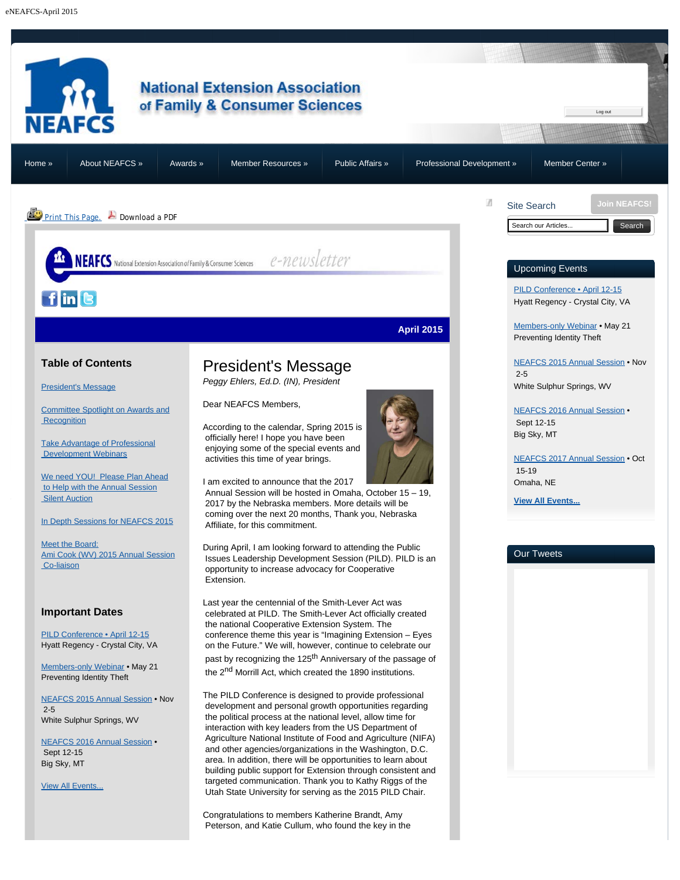# National Extension Association of Family & Consumer Sciences

Log out

Home » | About NEAFCS » | Awards » | Member Resources » | Public Affairs » | Professional Development » | Member Center »

Print This Page. Download a PDF

NEAFCS National Extension Association of Family & Consumer Sciences e-newsletter

**April 2015**

## Table of Contents

- President's Message
- Committee Spotlight on Awards and Recognition
- Take Advantage of Professional Development Webinars
- We need YOU! Please Plan Ahead to Help with the Annual Session Silent Auction
- In Depth Sessions for NEAFCS 2015
- Meet the Board: Ami Cook (WV) 2015 Annual Session Co-liaison

## Important Dates

PILD Conference • April 12-15
Hyatt Regency - Crystal City, VA

Members-only Webinar • May 21
Preventing Identity Theft

NEAFCS 2015 Annual Session • Nov 2-5
White Sulphur Springs, WV

NEAFCS 2016 Annual Session • Sept 12-15
Big Sky, MT

View All Events...

# President's Message

*Peggy Ehlers, Ed.D. (IN), President*

Dear NEAFCS Members,

According to the calendar, Spring 2015 is officially here! I hope you have been enjoying some of the special events and activities this time of year brings.

I am excited to announce that the 2017 Annual Session will be hosted in Omaha, October 15 – 19, 2017 by the Nebraska members. More details will be coming over the next 20 months, Thank you, Nebraska Affiliate, for this commitment.

During April, I am looking forward to attending the Public Issues Leadership Development Session (PILD). PILD is an opportunity to increase advocacy for Cooperative Extension.

Last year the centennial of the Smith-Lever Act was celebrated at PILD. The Smith-Lever Act officially created the national Cooperative Extension System. The conference theme this year is "Imagining Extension – Eyes on the Future." We will, however, continue to celebrate our past by recognizing the 125th Anniversary of the passage of the 2nd Morrill Act, which created the 1890 institutions.

The PILD Conference is designed to provide professional development and personal growth opportunities regarding the political process at the national level, allow time for interaction with key leaders from the US Department of Agriculture National Institute of Food and Agriculture (NIFA) and other agencies/organizations in the Washington, D.C. area. In addition, there will be opportunities to learn about building public support for Extension through consistent and targeted communication. Thank you to Kathy Riggs of the Utah State University for serving as the 2015 PILD Chair.

Congratulations to members Katherine Brandt, Amy Peterson, and Katie Cullum, who found the key in the

Site Search

Join NEAFCS!

Search our Articles... Search

## Upcoming Events

PILD Conference • April 12-15
Hyatt Regency - Crystal City, VA

Members-only Webinar • May 21
Preventing Identity Theft

NEAFCS 2015 Annual Session • Nov 2-5
White Sulphur Springs, WV

NEAFCS 2016 Annual Session • Sept 12-15
Big Sky, MT

NEAFCS 2017 Annual Session • Oct 15-19
Omaha, NE

**View All Events...**

## Our Tweets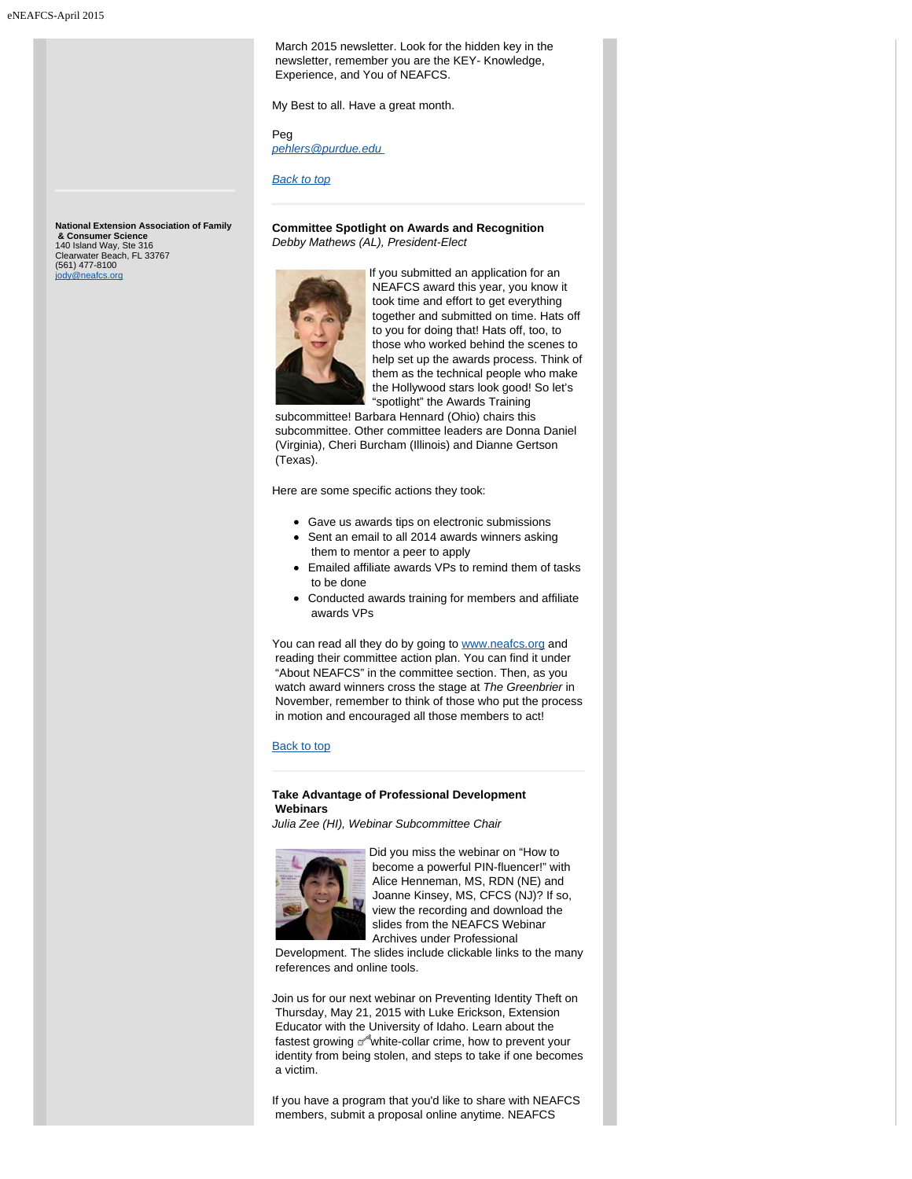March 2015 newsletter. Look for the hidden key in the newsletter, remember you are the KEY- Knowledge, Experience, and You of NEAFCS.

My Best to all. Have a great month.

Peg
*pehlers@purdue.edu*

Back to top

**National Extension Association of Family & Consumer Science**
140 Island Way, Ste 316
Clearwater Beach, FL 33767
(561) 477-8100
jody@neafcs.org

---

**Committee Spotlight on Awards and Recognition**
*Debby Mathews (AL), President-Elect*

If you submitted an application for an NEAFCS award this year, you know it took time and effort to get everything together and submitted on time. Hats off to you for doing that! Hats off, too, to those who worked behind the scenes to help set up the awards process. Think of them as the technical people who make the Hollywood stars look good! So let's "spotlight" the Awards Training subcommittee! Barbara Hennard (Ohio) chairs this subcommittee. Other committee leaders are Donna Daniel (Virginia), Cheri Burcham (Illinois) and Dianne Gertson (Texas).

Here are some specific actions they took:

- Gave us awards tips on electronic submissions
- Sent an email to all 2014 awards winners asking them to mentor a peer to apply
- Emailed affiliate awards VPs to remind them of tasks to be done
- Conducted awards training for members and affiliate awards VPs

You can read all they do by going to www.neafcs.org and reading their committee action plan. You can find it under "About NEAFCS" in the committee section. Then, as you watch award winners cross the stage at *The Greenbrier* in November, remember to think of those who put the process in motion and encouraged all those members to act!

Back to top

---

**Take Advantage of Professional Development Webinars**
*Julia Zee (HI), Webinar Subcommittee Chair*

Did you miss the webinar on "How to become a powerful PIN-fluencer!" with Alice Henneman, MS, RDN (NE) and Joanne Kinsey, MS, CFCS (NJ)? If so, view the recording and download the slides from the NEAFCS Webinar Archives under Professional Development. The slides include clickable links to the many references and online tools.

Join us for our next webinar on Preventing Identity Theft on Thursday, May 21, 2015 with Luke Erickson, Extension Educator with the University of Idaho. Learn about the fastest growing white-collar crime, how to prevent your identity from being stolen, and steps to take if one becomes a victim.

If you have a program that you'd like to share with NEAFCS members, submit a proposal online anytime. NEAFCS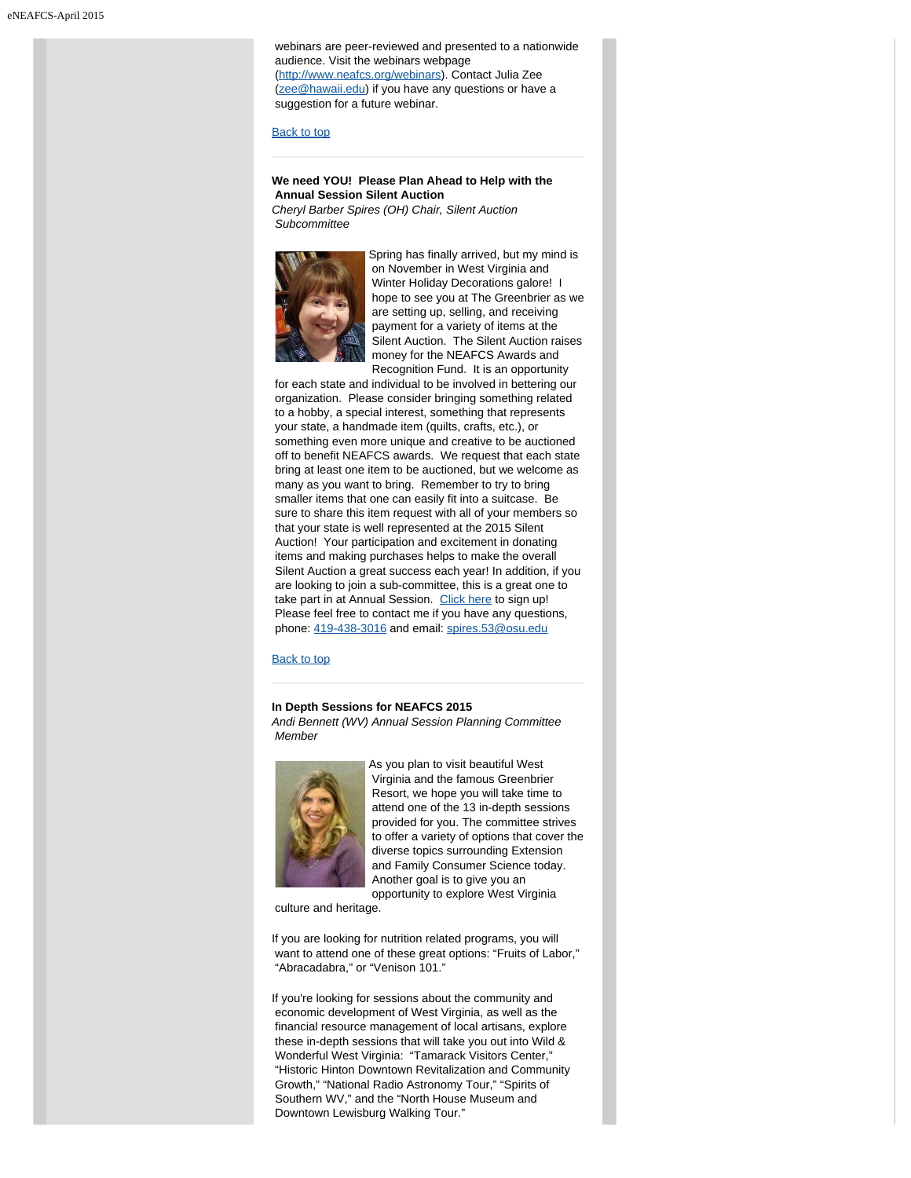webinars are peer-reviewed and presented to a nationwide audience. Visit the webinars webpage (http://www.neafcs.org/webinars). Contact Julia Zee (zee@hawaii.edu) if you have any questions or have a suggestion for a future webinar.

Back to top

---

**We need YOU! Please Plan Ahead to Help with the Annual Session Silent Auction**

*Cheryl Barber Spires (OH) Chair, Silent Auction Subcommittee*

Spring has finally arrived, but my mind is on November in West Virginia and Winter Holiday Decorations galore! I hope to see you at The Greenbrier as we are setting up, selling, and receiving payment for a variety of items at the Silent Auction. The Silent Auction raises money for the NEAFCS Awards and Recognition Fund. It is an opportunity for each state and individual to be involved in bettering our organization. Please consider bringing something related to a hobby, a special interest, something that represents your state, a handmade item (quilts, crafts, etc.), or something even more unique and creative to be auctioned off to benefit NEAFCS awards. We request that each state bring at least one item to be auctioned, but we welcome as many as you want to bring. Remember to try to bring smaller items that one can easily fit into a suitcase. Be sure to share this item request with all of your members so that your state is well represented at the 2015 Silent Auction! Your participation and excitement in donating items and making purchases helps to make the overall Silent Auction a great success each year! In addition, if you are looking to join a sub-committee, this is a great one to take part in at Annual Session. Click here to sign up! Please feel free to contact me if you have any questions, phone: 419-438-3016 and email: spires.53@osu.edu

Back to top

---

**In Depth Sessions for NEAFCS 2015**

*Andi Bennett (WV) Annual Session Planning Committee Member*

As you plan to visit beautiful West Virginia and the famous Greenbrier Resort, we hope you will take time to attend one of the 13 in-depth sessions provided for you. The committee strives to offer a variety of options that cover the diverse topics surrounding Extension and Family Consumer Science today. Another goal is to give you an opportunity to explore West Virginia culture and heritage.

If you are looking for nutrition related programs, you will want to attend one of these great options: "Fruits of Labor," "Abracadabra," or "Venison 101."

If you're looking for sessions about the community and economic development of West Virginia, as well as the financial resource management of local artisans, explore these in-depth sessions that will take you out into Wild & Wonderful West Virginia: "Tamarack Visitors Center," "Historic Hinton Downtown Revitalization and Community Growth," "National Radio Astronomy Tour," "Spirits of Southern WV," and the "North House Museum and Downtown Lewisburg Walking Tour."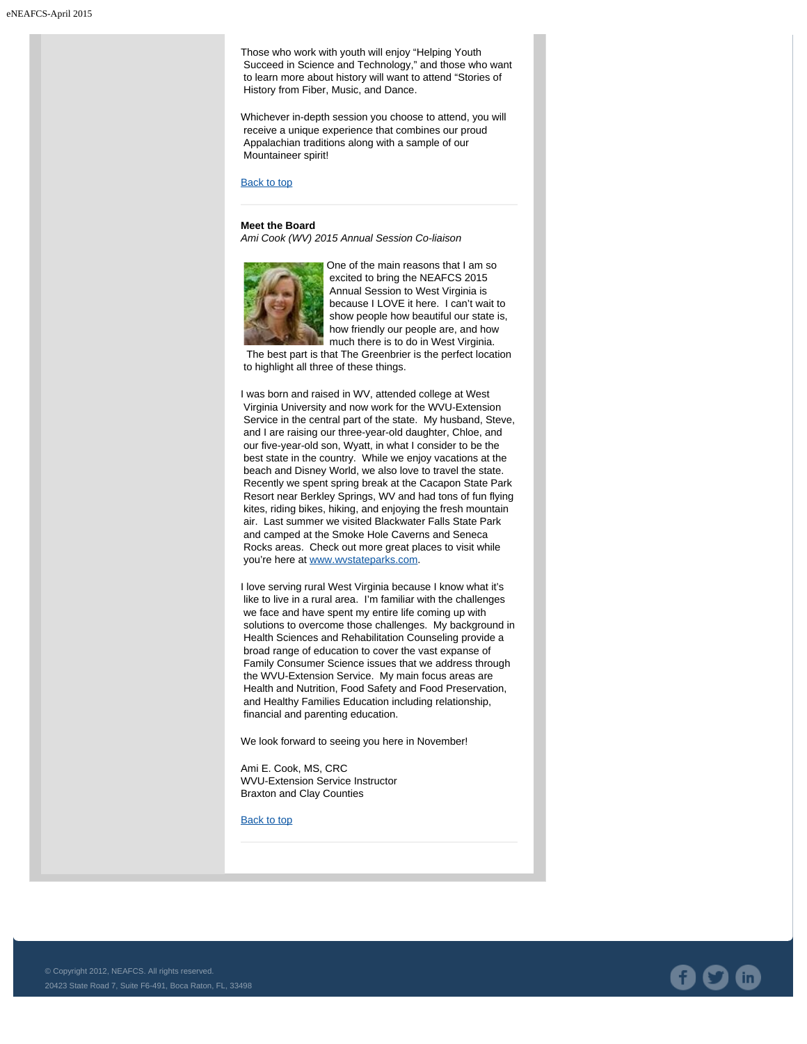Those who work with youth will enjoy "Helping Youth Succeed in Science and Technology," and those who want to learn more about history will want to attend "Stories of History from Fiber, Music, and Dance.

Whichever in-depth session you choose to attend, you will receive a unique experience that combines our proud Appalachian traditions along with a sample of our Mountaineer spirit!

Back to top

---

**Meet the Board**
*Ami Cook (WV) 2015 Annual Session Co-liaison*

One of the main reasons that I am so excited to bring the NEAFCS 2015 Annual Session to West Virginia is because I LOVE it here. I can't wait to show people how beautiful our state is, how friendly our people are, and how much there is to do in West Virginia. The best part is that The Greenbrier is the perfect location to highlight all three of these things.

I was born and raised in WV, attended college at West Virginia University and now work for the WVU-Extension Service in the central part of the state. My husband, Steve, and I are raising our three-year-old daughter, Chloe, and our five-year-old son, Wyatt, in what I consider to be the best state in the country. While we enjoy vacations at the beach and Disney World, we also love to travel the state. Recently we spent spring break at the Cacapon State Park Resort near Berkley Springs, WV and had tons of fun flying kites, riding bikes, hiking, and enjoying the fresh mountain air. Last summer we visited Blackwater Falls State Park and camped at the Smoke Hole Caverns and Seneca Rocks areas. Check out more great places to visit while you're here at www.wvstateparks.com.

I love serving rural West Virginia because I know what it's like to live in a rural area. I'm familiar with the challenges we face and have spent my entire life coming up with solutions to overcome those challenges. My background in Health Sciences and Rehabilitation Counseling provide a broad range of education to cover the vast expanse of Family Consumer Science issues that we address through the WVU-Extension Service. My main focus areas are Health and Nutrition, Food Safety and Food Preservation, and Healthy Families Education including relationship, financial and parenting education.

We look forward to seeing you here in November!

Ami E. Cook, MS, CRC
WVU-Extension Service Instructor
Braxton and Clay Counties

Back to top

---

© Copyright 2012, NEAFCS. All rights reserved.
20423 State Road 7, Suite F6-491, Boca Raton, FL, 33498